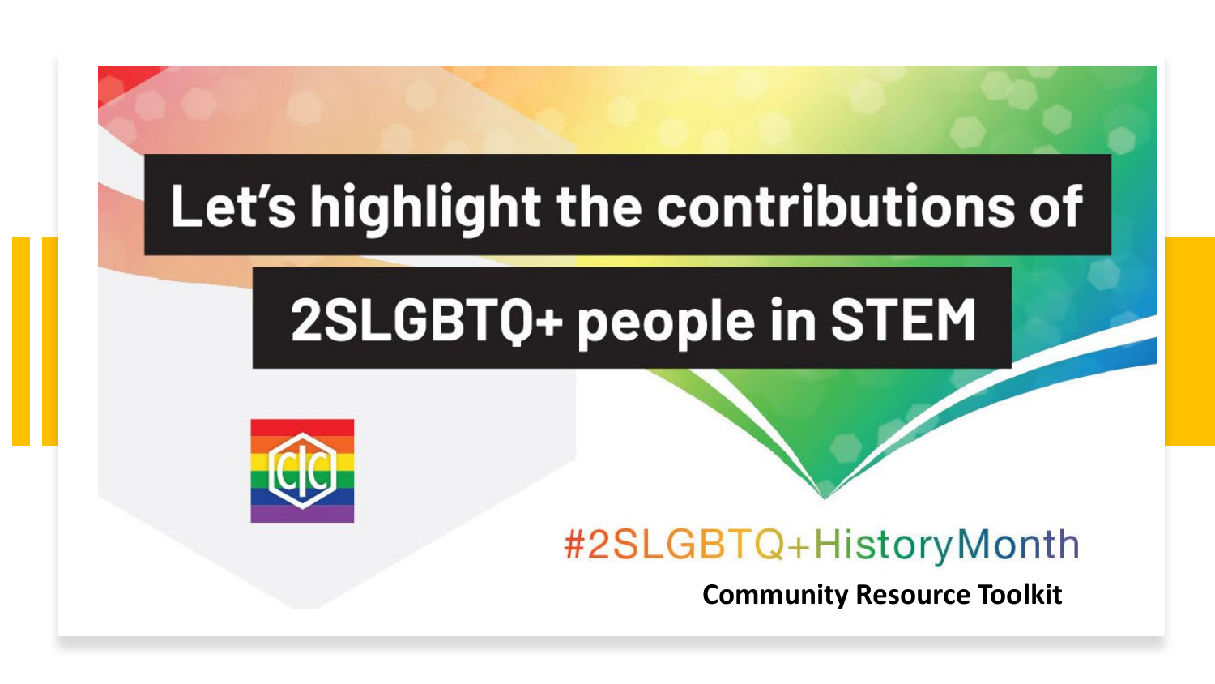# Let's highlight the contributions of 2SLGBTQ+ people in STEM

#2SLGBTQ+HistoryMonth

**Community Resource Toolkit**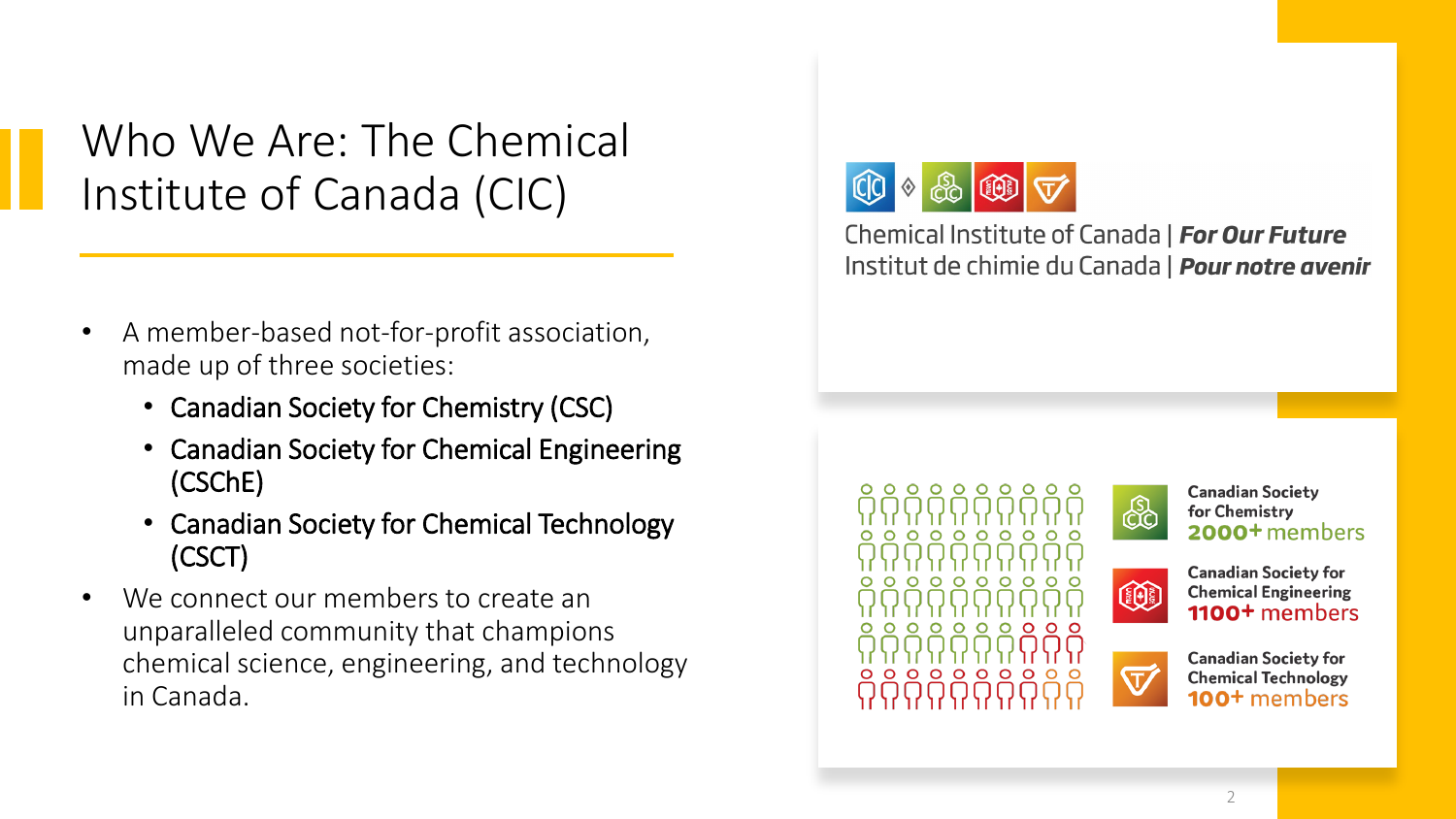# Who We Are: The Chemical Institute of Canada (CIC)

- A member-based not-for-profit association, made up of three societies:
  - Canadian Society for Chemistry (CSC)
  - Canadian Society for Chemical Engineering (CSChE)
  - Canadian Society for Chemical Technology (CSCT)
- We connect our members to create an unparalleled community that champions chemical science, engineering, and technology in Canada.

Chemical Institute of Canada | ***For Our Future***
Institut de chimie du Canada | ***Pour notre avenir***

**Canadian Society for Chemistry**
**2000+** members

**Canadian Society for Chemical Engineering**
**1100+** members

**Canadian Society for Chemical Technology**
**100+** members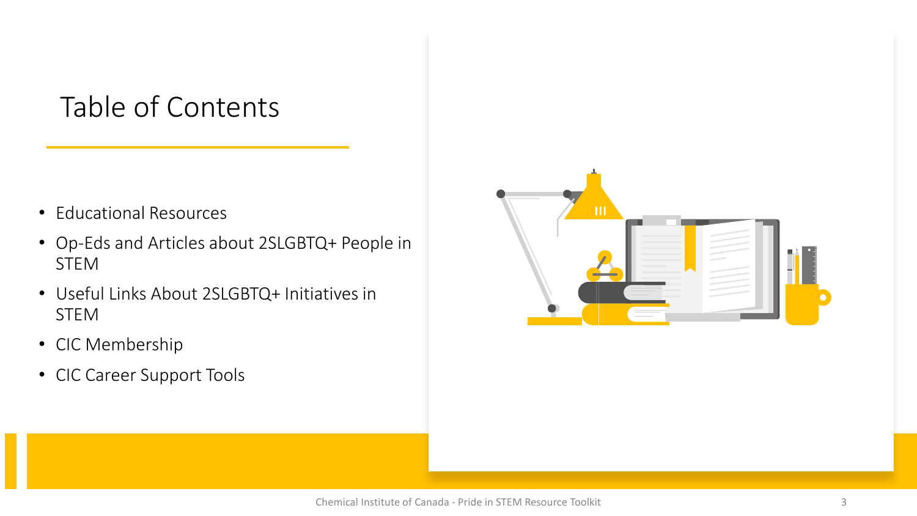# Table of Contents

- Educational Resources
- Op-Eds and Articles about 2SLGBTQ+ People in STEM
- Useful Links About 2SLGBTQ+ Initiatives in STEM
- CIC Membership
- CIC Career Support Tools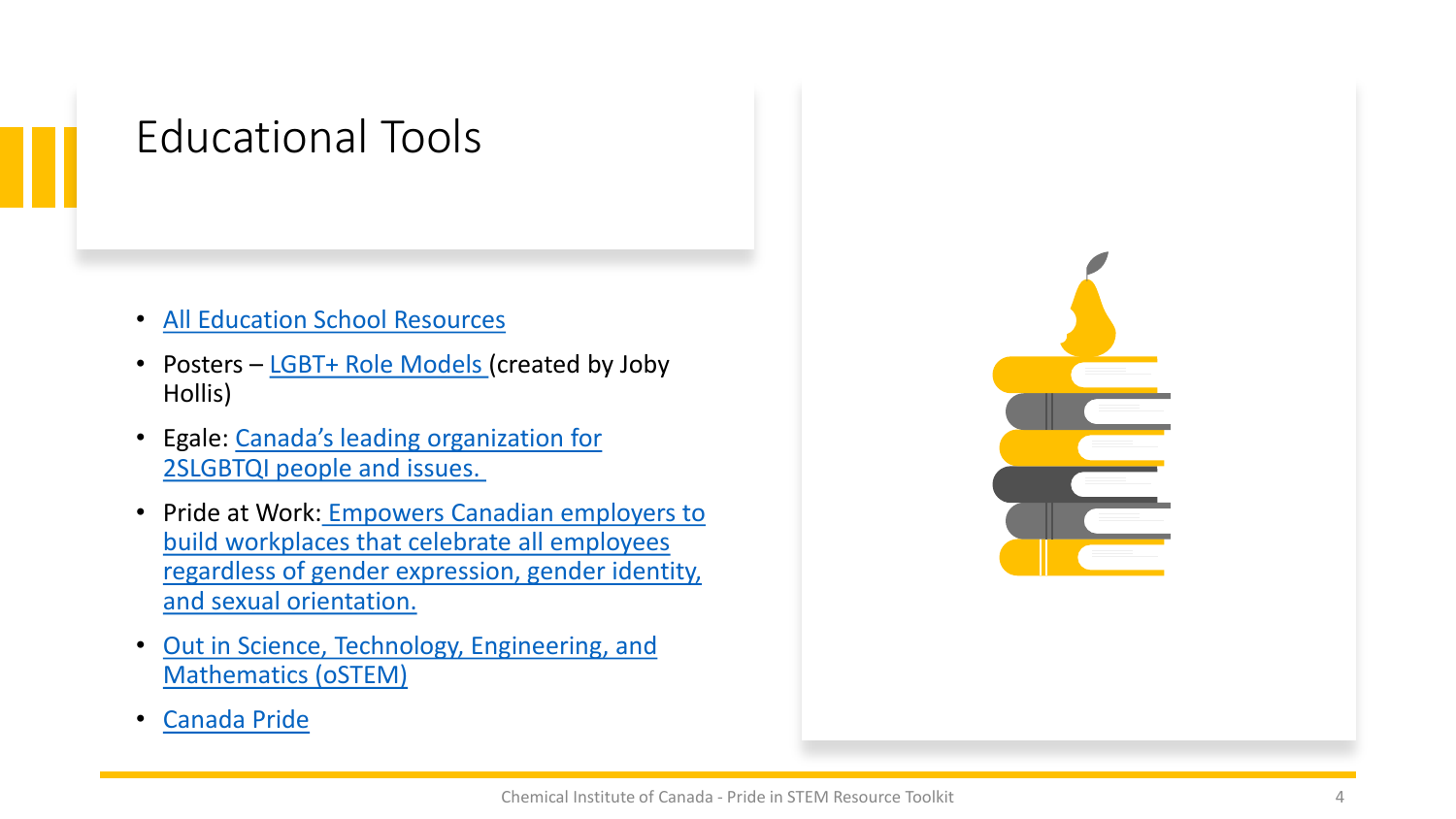# Educational Tools

- All Education School Resources
- Posters – LGBT+ Role Models (created by Joby Hollis)
- Egale: Canada's leading organization for 2SLGBTQI people and issues.
- Pride at Work: Empowers Canadian employers to build workplaces that celebrate all employees regardless of gender expression, gender identity, and sexual orientation.
- Out in Science, Technology, Engineering, and Mathematics (oSTEM)
- Canada Pride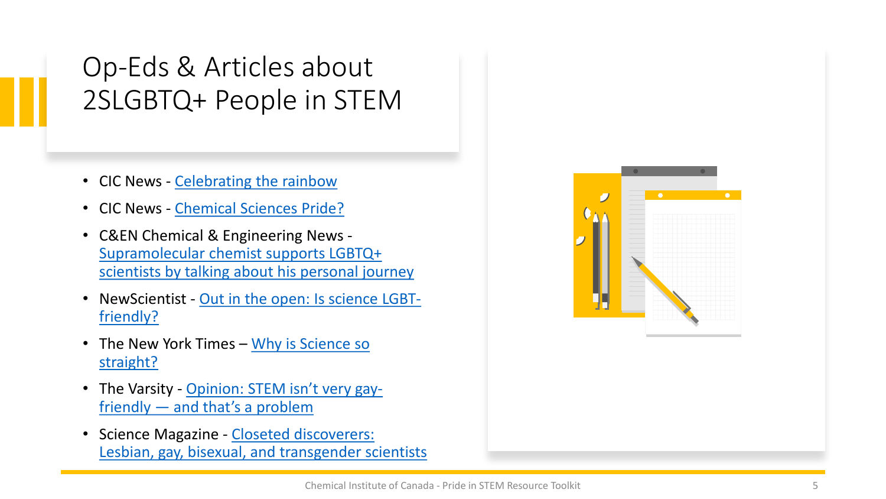# Op-Eds & Articles about 2SLGBTQ+ People in STEM

- CIC News - Celebrating the rainbow
- CIC News - Chemical Sciences Pride?
- C&EN Chemical & Engineering News - Supramolecular chemist supports LGBTQ+ scientists by talking about his personal journey
- NewScientist - Out in the open: Is science LGBT-friendly?
- The New York Times – Why is Science so straight?
- The Varsity - Opinion: STEM isn't very gay-friendly — and that's a problem
- Science Magazine - Closeted discoverers: Lesbian, gay, bisexual, and transgender scientists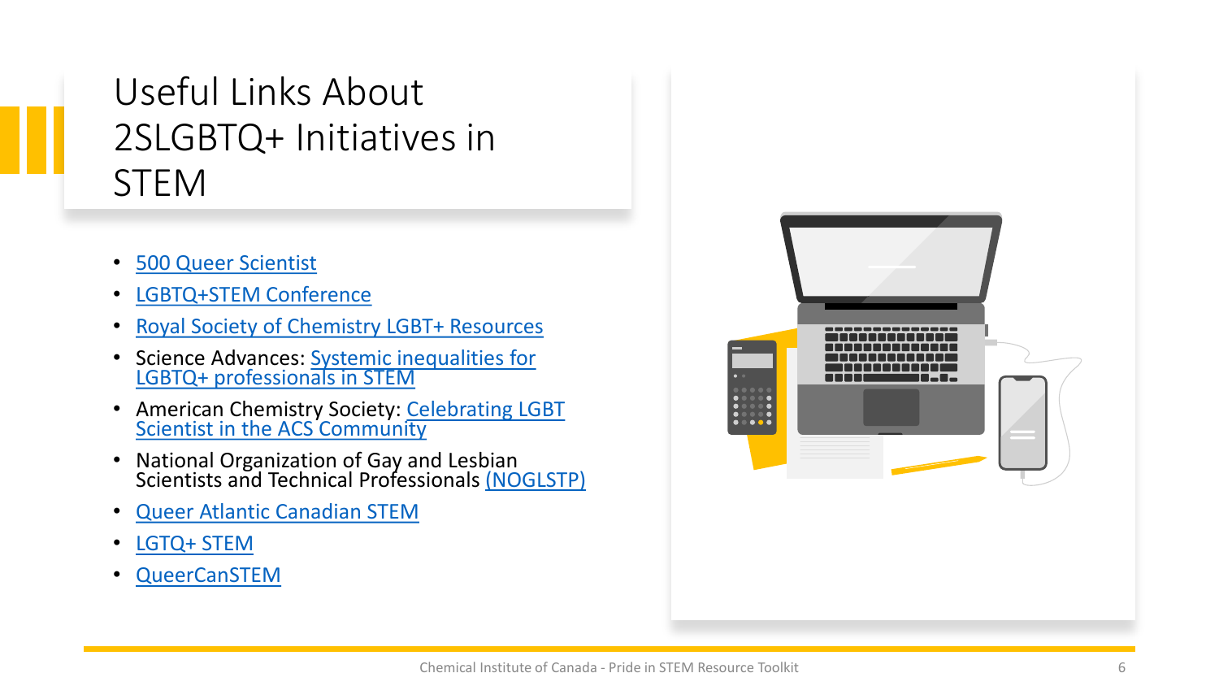# Useful Links About 2SLGBTQ+ Initiatives in STEM

- 500 Queer Scientist
- LGBTQ+STEM Conference
- Royal Society of Chemistry LGBT+ Resources
- Science Advances: Systemic inequalities for LGBTQ+ professionals in STEM
- American Chemistry Society: Celebrating LGBT Scientist in the ACS Community
- National Organization of Gay and Lesbian Scientists and Technical Professionals (NOGLSTP)
- Queer Atlantic Canadian STEM
- LGTQ+ STEM
- QueerCanSTEM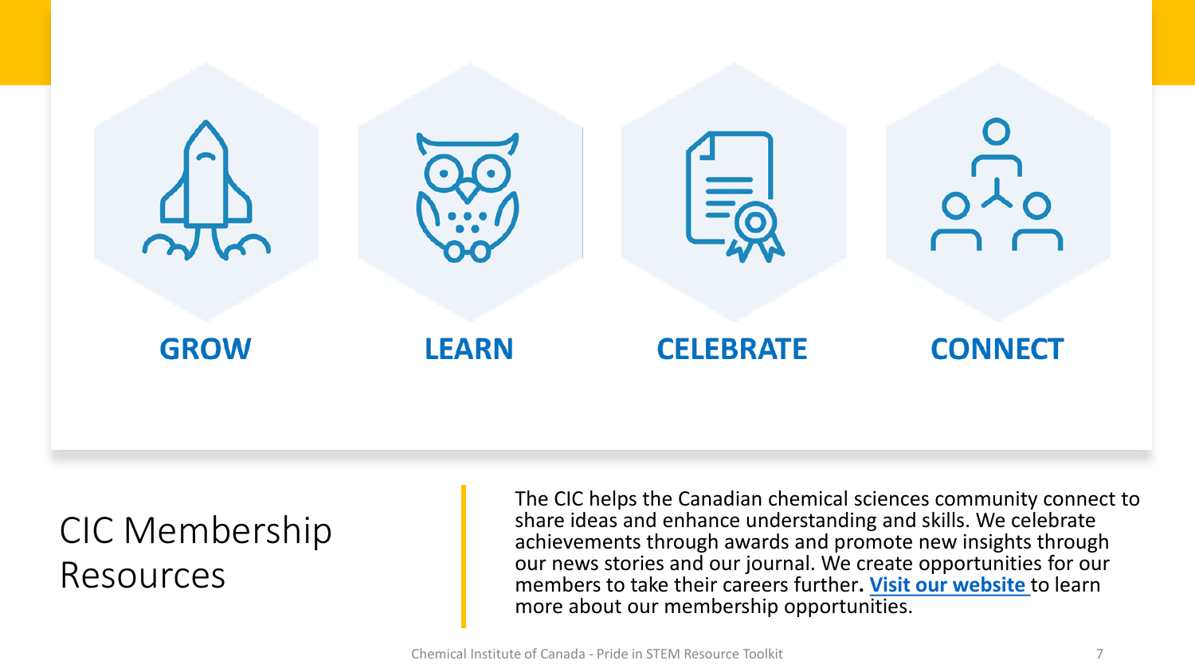**GROW**

**LEARN**

**CELEBRATE**

**CONNECT**

# CIC Membership Resources

The CIC helps the Canadian chemical sciences community connect to share ideas and enhance understanding and skills. We celebrate achievements through awards and promote new insights through our news stories and our journal. We create opportunities for our members to take their careers further**.** **Visit our website** to learn more about our membership opportunities.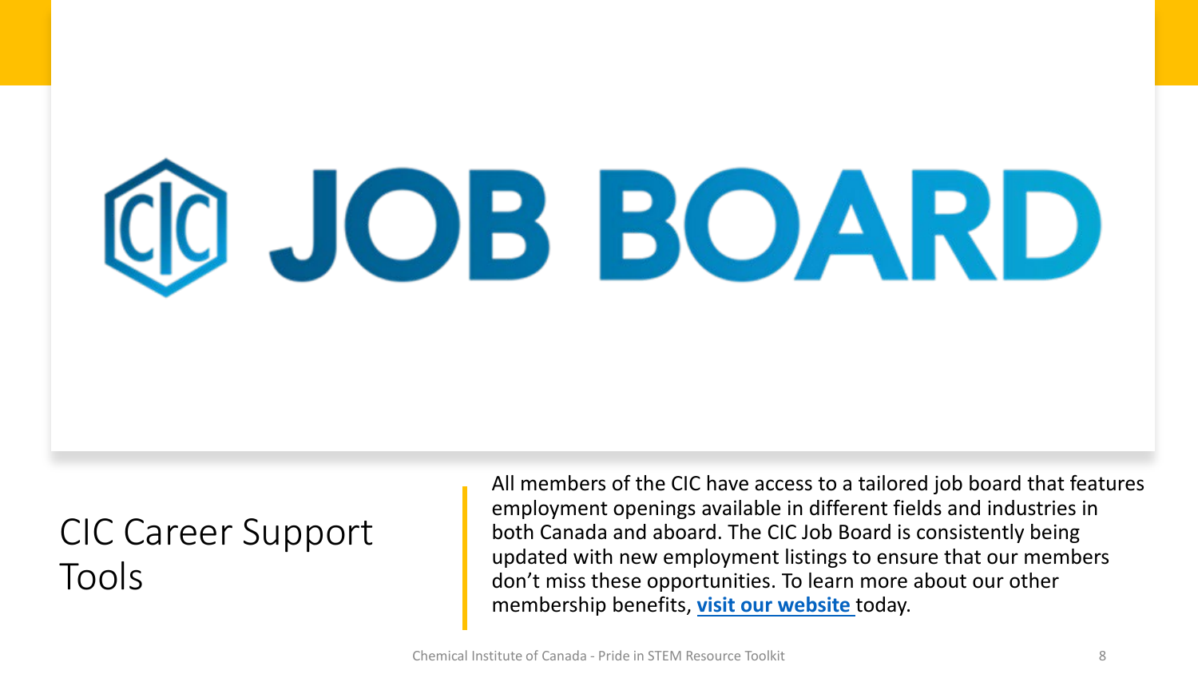# CIC JOB BOARD

## CIC Career Support Tools

All members of the CIC have access to a tailored job board that features employment openings available in different fields and industries in both Canada and aboard. The CIC Job Board is consistently being updated with new employment listings to ensure that our members don't miss these opportunities. To learn more about our other membership benefits, **visit our website** today.